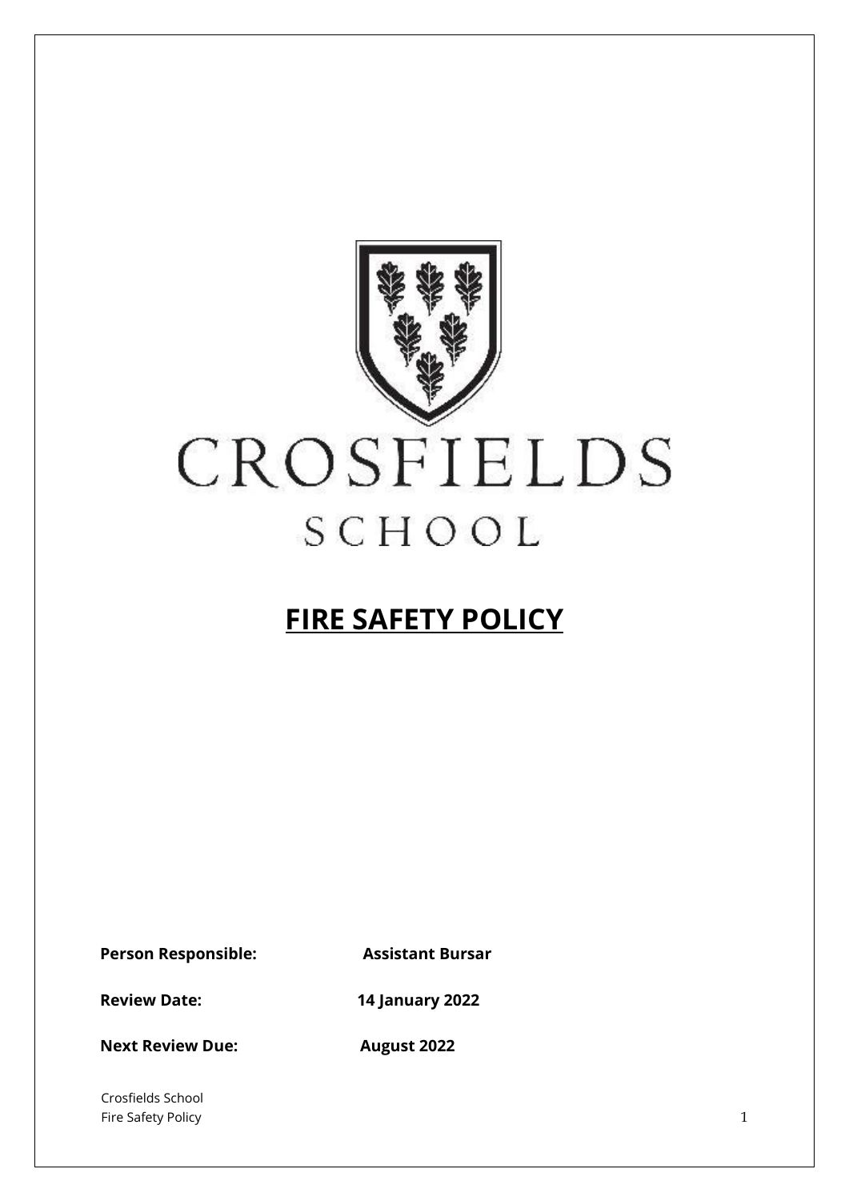CROSFIELDS

SCHOOL

# FIRE SAFETY POLICY

**Person Responsible:** **Assistant Bursar**

**Review Date:** **14 January 2022**

**Next Review Due:** **August 2022**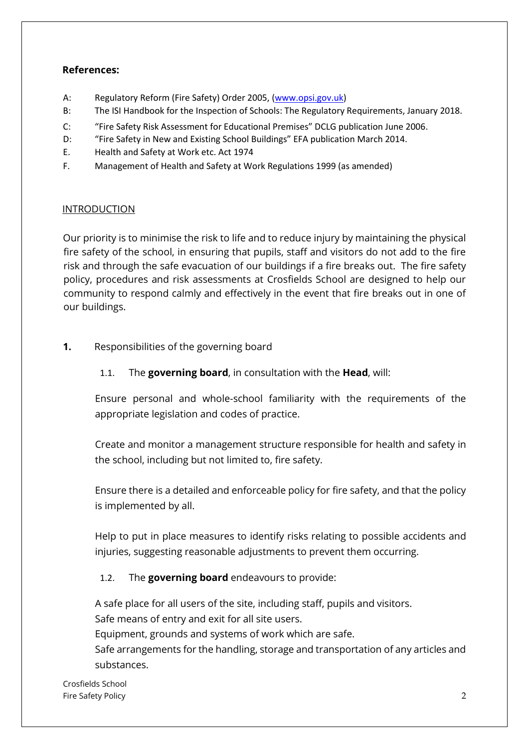**References:**

A: Regulatory Reform (Fire Safety) Order 2005, ([www.opsi.gov.uk](www.opsi.gov.uk))

B: The ISI Handbook for the Inspection of Schools: The Regulatory Requirements, January 2018.

C: "Fire Safety Risk Assessment for Educational Premises" DCLG publication June 2006.

D: "Fire Safety in New and Existing School Buildings" EFA publication March 2014.

E. Health and Safety at Work etc. Act 1974

F. Management of Health and Safety at Work Regulations 1999 (as amended)

## INTRODUCTION

Our priority is to minimise the risk to life and to reduce injury by maintaining the physical fire safety of the school, in ensuring that pupils, staff and visitors do not add to the fire risk and through the safe evacuation of our buildings if a fire breaks out. The fire safety policy, procedures and risk assessments at Crosfields School are designed to help our community to respond calmly and effectively in the event that fire breaks out in one of our buildings.

**1.** Responsibilities of the governing board

1.1. The **governing board**, in consultation with the **Head**, will:

Ensure personal and whole-school familiarity with the requirements of the appropriate legislation and codes of practice.

Create and monitor a management structure responsible for health and safety in the school, including but not limited to, fire safety.

Ensure there is a detailed and enforceable policy for fire safety, and that the policy is implemented by all.

Help to put in place measures to identify risks relating to possible accidents and injuries, suggesting reasonable adjustments to prevent them occurring.

1.2. The **governing board** endeavours to provide:

A safe place for all users of the site, including staff, pupils and visitors.

Safe means of entry and exit for all site users.

Equipment, grounds and systems of work which are safe.

Safe arrangements for the handling, storage and transportation of any articles and substances.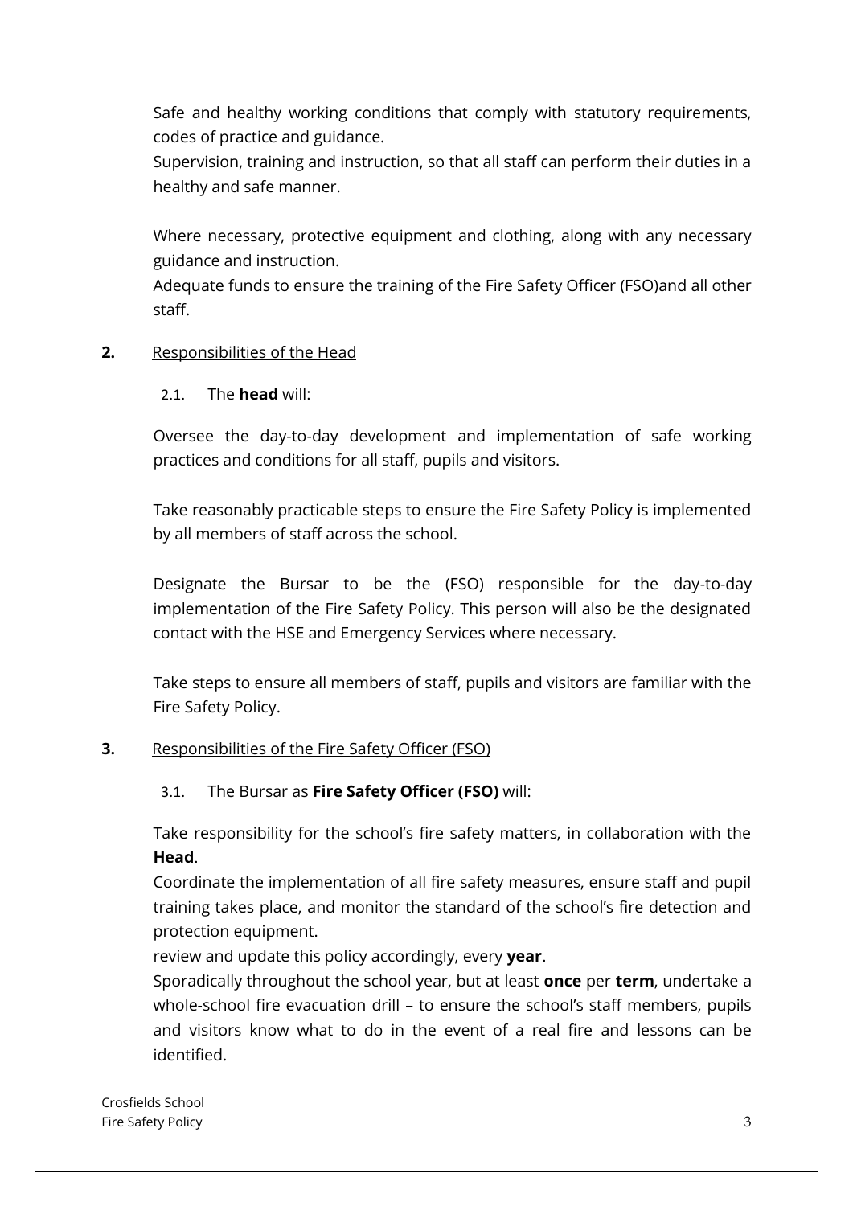Safe and healthy working conditions that comply with statutory requirements, codes of practice and guidance.
Supervision, training and instruction, so that all staff can perform their duties in a healthy and safe manner.

Where necessary, protective equipment and clothing, along with any necessary guidance and instruction.
Adequate funds to ensure the training of the Fire Safety Officer (FSO)and all other staff.

**2.** Responsibilities of the Head

2.1. The **head** will:

Oversee the day-to-day development and implementation of safe working practices and conditions for all staff, pupils and visitors.

Take reasonably practicable steps to ensure the Fire Safety Policy is implemented by all members of staff across the school.

Designate the Bursar to be the (FSO) responsible for the day-to-day implementation of the Fire Safety Policy. This person will also be the designated contact with the HSE and Emergency Services where necessary.

Take steps to ensure all members of staff, pupils and visitors are familiar with the Fire Safety Policy.

**3.** Responsibilities of the Fire Safety Officer (FSO)

3.1. The Bursar as **Fire Safety Officer (FSO)** will:

Take responsibility for the school's fire safety matters, in collaboration with the **Head**.
Coordinate the implementation of all fire safety measures, ensure staff and pupil training takes place, and monitor the standard of the school's fire detection and protection equipment.
review and update this policy accordingly, every **year**.
Sporadically throughout the school year, but at least **once** per **term**, undertake a whole-school fire evacuation drill – to ensure the school's staff members, pupils and visitors know what to do in the event of a real fire and lessons can be identified.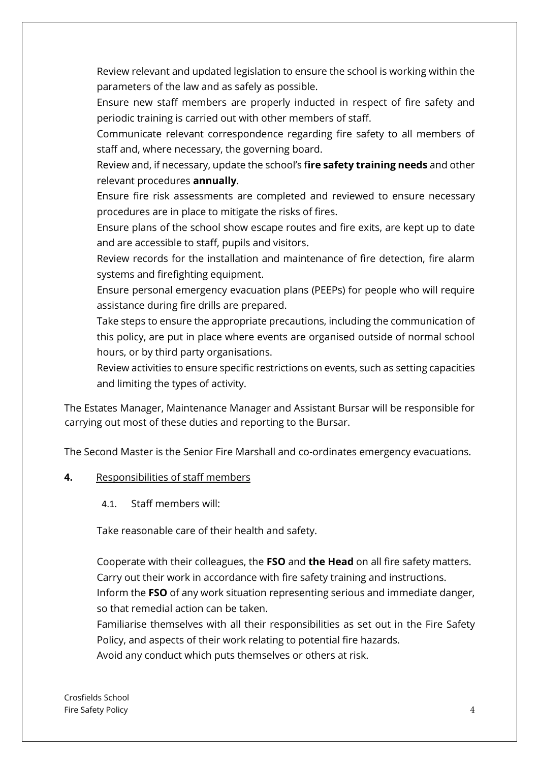Review relevant and updated legislation to ensure the school is working within the parameters of the law and as safely as possible.

Ensure new staff members are properly inducted in respect of fire safety and periodic training is carried out with other members of staff.

Communicate relevant correspondence regarding fire safety to all members of staff and, where necessary, the governing board.

Review and, if necessary, update the school's f**ire safety training needs** and other relevant procedures **annually**.

Ensure fire risk assessments are completed and reviewed to ensure necessary procedures are in place to mitigate the risks of fires.

Ensure plans of the school show escape routes and fire exits, are kept up to date and are accessible to staff, pupils and visitors.

Review records for the installation and maintenance of fire detection, fire alarm systems and firefighting equipment.

Ensure personal emergency evacuation plans (PEEPs) for people who will require assistance during fire drills are prepared.

Take steps to ensure the appropriate precautions, including the communication of this policy, are put in place where events are organised outside of normal school hours, or by third party organisations.

Review activities to ensure specific restrictions on events, such as setting capacities and limiting the types of activity.

The Estates Manager, Maintenance Manager and Assistant Bursar will be responsible for carrying out most of these duties and reporting to the Bursar.

The Second Master is the Senior Fire Marshall and co-ordinates emergency evacuations.

**4.** <u>Responsibilities of staff members</u>

4.1. Staff members will:

Take reasonable care of their health and safety.

Cooperate with their colleagues, the **FSO** and **the Head** on all fire safety matters.

Carry out their work in accordance with fire safety training and instructions.

Inform the **FSO** of any work situation representing serious and immediate danger, so that remedial action can be taken.

Familiarise themselves with all their responsibilities as set out in the Fire Safety Policy, and aspects of their work relating to potential fire hazards.

Avoid any conduct which puts themselves or others at risk.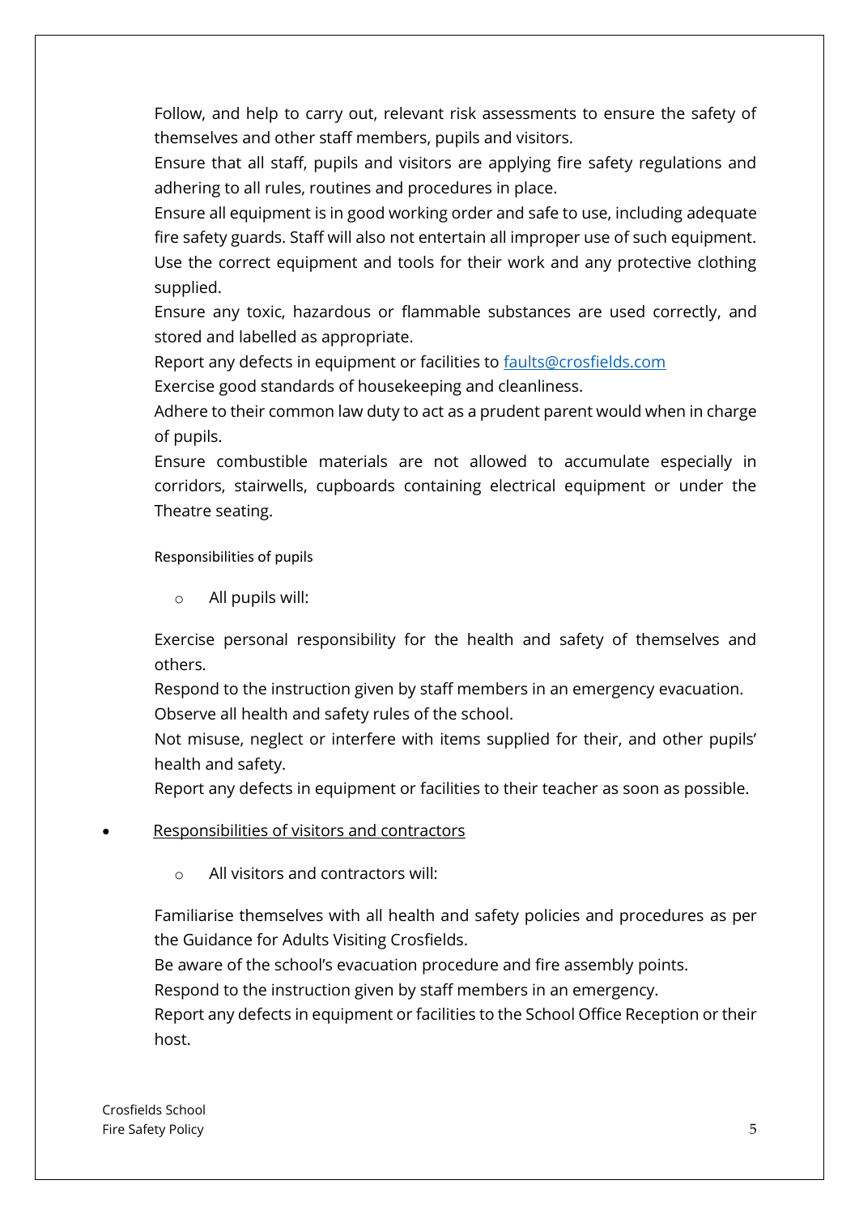Follow, and help to carry out, relevant risk assessments to ensure the safety of themselves and other staff members, pupils and visitors.

Ensure that all staff, pupils and visitors are applying fire safety regulations and adhering to all rules, routines and procedures in place.

Ensure all equipment is in good working order and safe to use, including adequate fire safety guards. Staff will also not entertain all improper use of such equipment.

Use the correct equipment and tools for their work and any protective clothing supplied.

Ensure any toxic, hazardous or flammable substances are used correctly, and stored and labelled as appropriate.

Report any defects in equipment or facilities to [faults@crosfields.com](mailto:faults@crosfields.com)

Exercise good standards of housekeeping and cleanliness.

Adhere to their common law duty to act as a prudent parent would when in charge of pupils.

Ensure combustible materials are not allowed to accumulate especially in corridors, stairwells, cupboards containing electrical equipment or under the Theatre seating.

Responsibilities of pupils

- All pupils will:

Exercise personal responsibility for the health and safety of themselves and others.

Respond to the instruction given by staff members in an emergency evacuation.

Observe all health and safety rules of the school.

Not misuse, neglect or interfere with items supplied for their, and other pupils' health and safety.

Report any defects in equipment or facilities to their teacher as soon as possible.

- Responsibilities of visitors and contractors
  - All visitors and contractors will:

Familiarise themselves with all health and safety policies and procedures as per the Guidance for Adults Visiting Crosfields.

Be aware of the school's evacuation procedure and fire assembly points.

Respond to the instruction given by staff members in an emergency.

Report any defects in equipment or facilities to the School Office Reception or their host.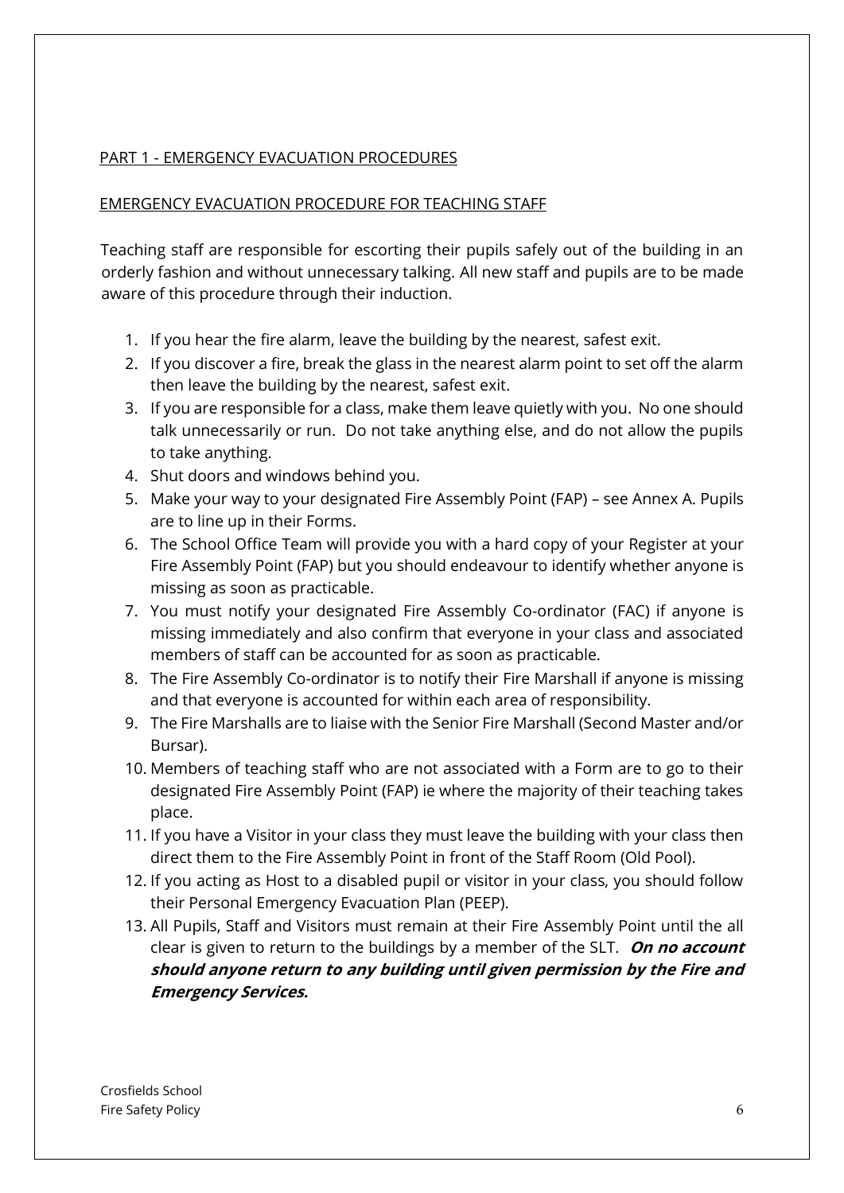## PART 1 - EMERGENCY EVACUATION PROCEDURES

### EMERGENCY EVACUATION PROCEDURE FOR TEACHING STAFF

Teaching staff are responsible for escorting their pupils safely out of the building in an orderly fashion and without unnecessary talking. All new staff and pupils are to be made aware of this procedure through their induction.

1. If you hear the fire alarm, leave the building by the nearest, safest exit.
2. If you discover a fire, break the glass in the nearest alarm point to set off the alarm then leave the building by the nearest, safest exit.
3. If you are responsible for a class, make them leave quietly with you. No one should talk unnecessarily or run. Do not take anything else, and do not allow the pupils to take anything.
4. Shut doors and windows behind you.
5. Make your way to your designated Fire Assembly Point (FAP) – see Annex A. Pupils are to line up in their Forms.
6. The School Office Team will provide you with a hard copy of your Register at your Fire Assembly Point (FAP) but you should endeavour to identify whether anyone is missing as soon as practicable.
7. You must notify your designated Fire Assembly Co-ordinator (FAC) if anyone is missing immediately and also confirm that everyone in your class and associated members of staff can be accounted for as soon as practicable.
8. The Fire Assembly Co-ordinator is to notify their Fire Marshall if anyone is missing and that everyone is accounted for within each area of responsibility.
9. The Fire Marshalls are to liaise with the Senior Fire Marshall (Second Master and/or Bursar).
10. Members of teaching staff who are not associated with a Form are to go to their designated Fire Assembly Point (FAP) ie where the majority of their teaching takes place.
11. If you have a Visitor in your class they must leave the building with your class then direct them to the Fire Assembly Point in front of the Staff Room (Old Pool).
12. If you acting as Host to a disabled pupil or visitor in your class, you should follow their Personal Emergency Evacuation Plan (PEEP).
13. All Pupils, Staff and Visitors must remain at their Fire Assembly Point until the all clear is given to return to the buildings by a member of the SLT. ***On no account should anyone return to any building until given permission by the Fire and Emergency Services.***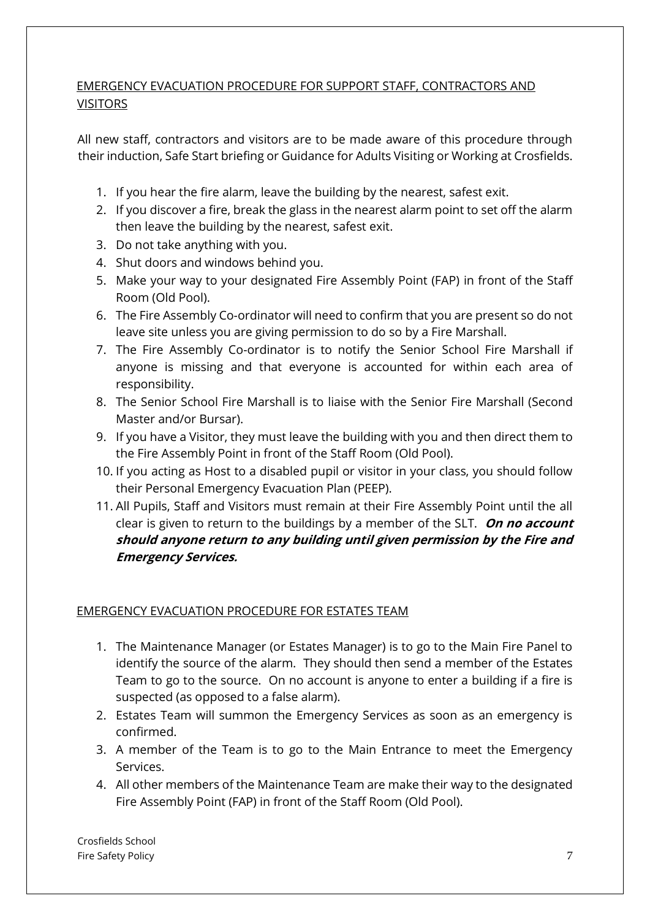## EMERGENCY EVACUATION PROCEDURE FOR SUPPORT STAFF, CONTRACTORS AND VISITORS

All new staff, contractors and visitors are to be made aware of this procedure through their induction, Safe Start briefing or Guidance for Adults Visiting or Working at Crosfields.

1. If you hear the fire alarm, leave the building by the nearest, safest exit.
2. If you discover a fire, break the glass in the nearest alarm point to set off the alarm then leave the building by the nearest, safest exit.
3. Do not take anything with you.
4. Shut doors and windows behind you.
5. Make your way to your designated Fire Assembly Point (FAP) in front of the Staff Room (Old Pool).
6. The Fire Assembly Co-ordinator will need to confirm that you are present so do not leave site unless you are giving permission to do so by a Fire Marshall.
7. The Fire Assembly Co-ordinator is to notify the Senior School Fire Marshall if anyone is missing and that everyone is accounted for within each area of responsibility.
8. The Senior School Fire Marshall is to liaise with the Senior Fire Marshall (Second Master and/or Bursar).
9. If you have a Visitor, they must leave the building with you and then direct them to the Fire Assembly Point in front of the Staff Room (Old Pool).
10. If you acting as Host to a disabled pupil or visitor in your class, you should follow their Personal Emergency Evacuation Plan (PEEP).
11. All Pupils, Staff and Visitors must remain at their Fire Assembly Point until the all clear is given to return to the buildings by a member of the SLT. ***On no account should anyone return to any building until given permission by the Fire and Emergency Services.***

## EMERGENCY EVACUATION PROCEDURE FOR ESTATES TEAM

1. The Maintenance Manager (or Estates Manager) is to go to the Main Fire Panel to identify the source of the alarm. They should then send a member of the Estates Team to go to the source. On no account is anyone to enter a building if a fire is suspected (as opposed to a false alarm).
2. Estates Team will summon the Emergency Services as soon as an emergency is confirmed.
3. A member of the Team is to go to the Main Entrance to meet the Emergency Services.
4. All other members of the Maintenance Team are make their way to the designated Fire Assembly Point (FAP) in front of the Staff Room (Old Pool).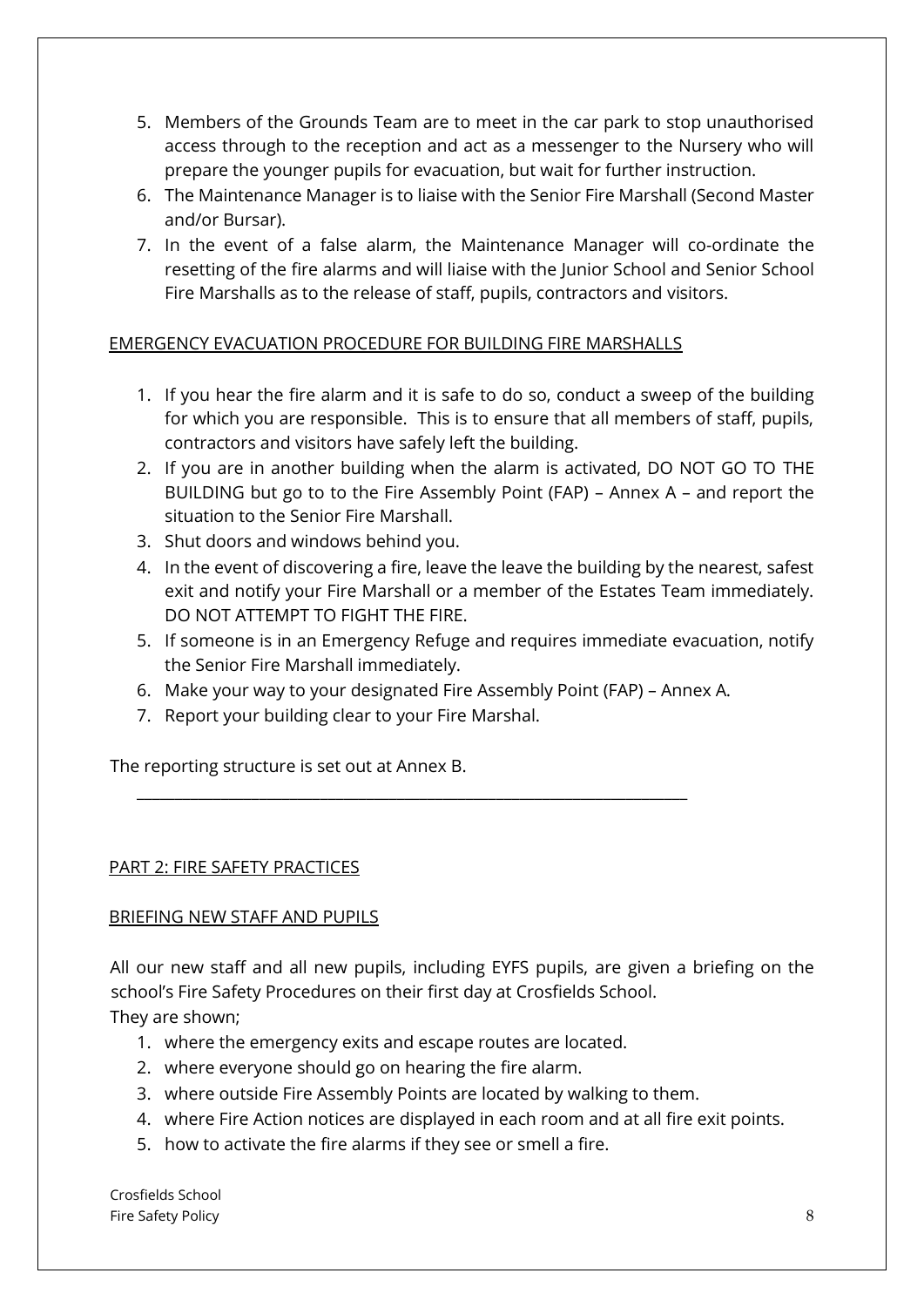5. Members of the Grounds Team are to meet in the car park to stop unauthorised access through to the reception and act as a messenger to the Nursery who will prepare the younger pupils for evacuation, but wait for further instruction.
6. The Maintenance Manager is to liaise with the Senior Fire Marshall (Second Master and/or Bursar).
7. In the event of a false alarm, the Maintenance Manager will co-ordinate the resetting of the fire alarms and will liaise with the Junior School and Senior School Fire Marshalls as to the release of staff, pupils, contractors and visitors.

## EMERGENCY EVACUATION PROCEDURE FOR BUILDING FIRE MARSHALLS

1. If you hear the fire alarm and it is safe to do so, conduct a sweep of the building for which you are responsible. This is to ensure that all members of staff, pupils, contractors and visitors have safely left the building.
2. If you are in another building when the alarm is activated, DO NOT GO TO THE BUILDING but go to to the Fire Assembly Point (FAP) – Annex A – and report the situation to the Senior Fire Marshall.
3. Shut doors and windows behind you.
4. In the event of discovering a fire, leave the leave the building by the nearest, safest exit and notify your Fire Marshall or a member of the Estates Team immediately. DO NOT ATTEMPT TO FIGHT THE FIRE.
5. If someone is in an Emergency Refuge and requires immediate evacuation, notify the Senior Fire Marshall immediately.
6. Make your way to your designated Fire Assembly Point (FAP) – Annex A.
7. Report your building clear to your Fire Marshal.

The reporting structure is set out at Annex B.

---

## PART 2: FIRE SAFETY PRACTICES

### BRIEFING NEW STAFF AND PUPILS

All our new staff and all new pupils, including EYFS pupils, are given a briefing on the school's Fire Safety Procedures on their first day at Crosfields School.
They are shown;

1. where the emergency exits and escape routes are located.
2. where everyone should go on hearing the fire alarm.
3. where outside Fire Assembly Points are located by walking to them.
4. where Fire Action notices are displayed in each room and at all fire exit points.
5. how to activate the fire alarms if they see or smell a fire.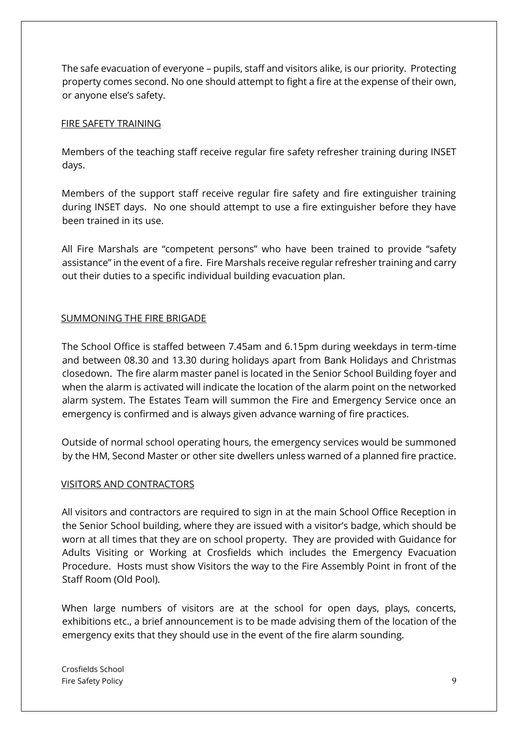The safe evacuation of everyone – pupils, staff and visitors alike, is our priority. Protecting property comes second. No one should attempt to fight a fire at the expense of their own, or anyone else's safety.

## FIRE SAFETY TRAINING

Members of the teaching staff receive regular fire safety refresher training during INSET days.

Members of the support staff receive regular fire safety and fire extinguisher training during INSET days. No one should attempt to use a fire extinguisher before they have been trained in its use.

All Fire Marshals are "competent persons" who have been trained to provide "safety assistance" in the event of a fire. Fire Marshals receive regular refresher training and carry out their duties to a specific individual building evacuation plan.

## SUMMONING THE FIRE BRIGADE

The School Office is staffed between 7.45am and 6.15pm during weekdays in term-time and between 08.30 and 13.30 during holidays apart from Bank Holidays and Christmas closedown. The fire alarm master panel is located in the Senior School Building foyer and when the alarm is activated will indicate the location of the alarm point on the networked alarm system. The Estates Team will summon the Fire and Emergency Service once an emergency is confirmed and is always given advance warning of fire practices.

Outside of normal school operating hours, the emergency services would be summoned by the HM, Second Master or other site dwellers unless warned of a planned fire practice.

## VISITORS AND CONTRACTORS

All visitors and contractors are required to sign in at the main School Office Reception in the Senior School building, where they are issued with a visitor's badge, which should be worn at all times that they are on school property. They are provided with Guidance for Adults Visiting or Working at Crosfields which includes the Emergency Evacuation Procedure. Hosts must show Visitors the way to the Fire Assembly Point in front of the Staff Room (Old Pool).

When large numbers of visitors are at the school for open days, plays, concerts, exhibitions etc., a brief announcement is to be made advising them of the location of the emergency exits that they should use in the event of the fire alarm sounding.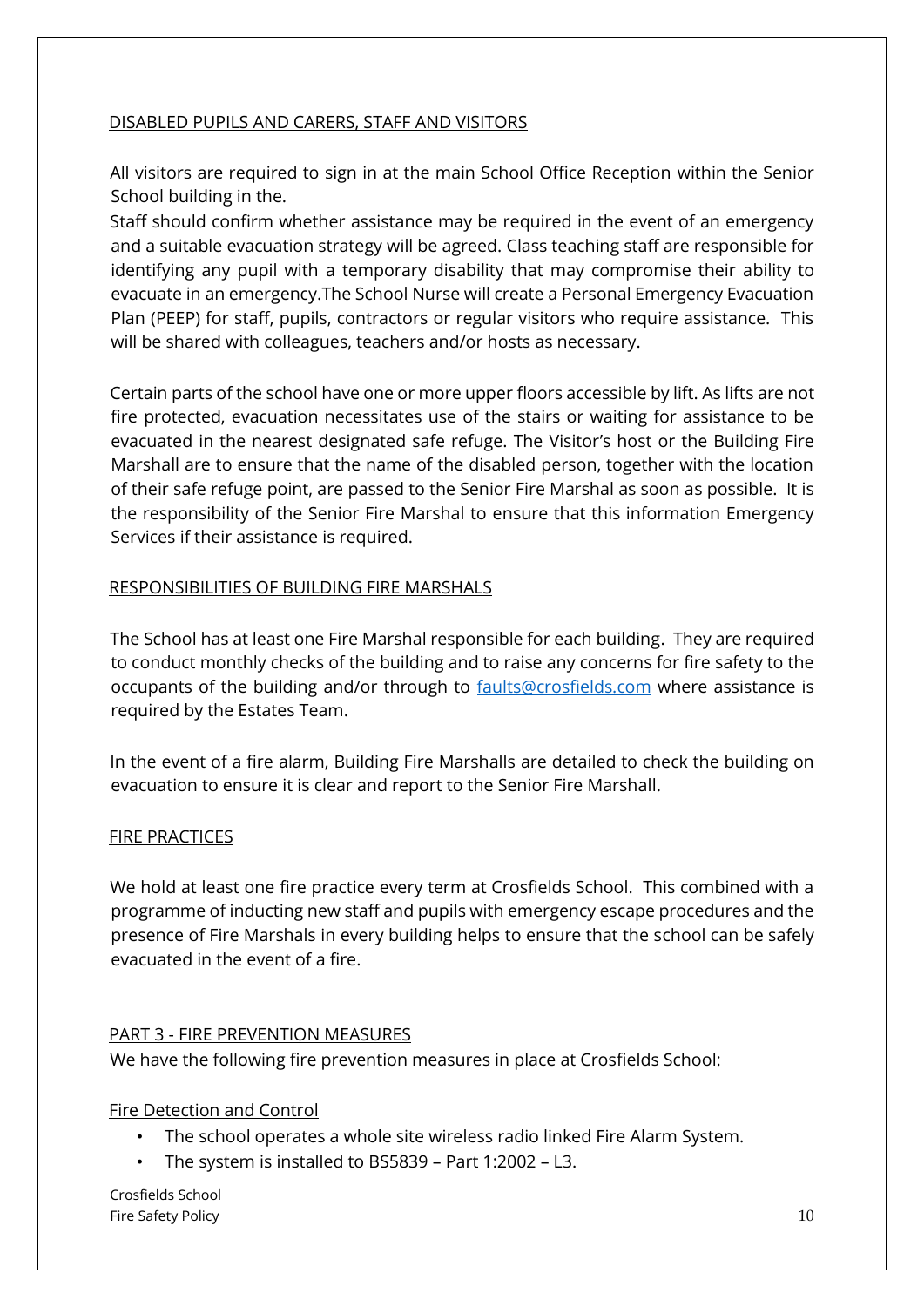## DISABLED PUPILS AND CARERS, STAFF AND VISITORS

All visitors are required to sign in at the main School Office Reception within the Senior School building in the.

Staff should confirm whether assistance may be required in the event of an emergency and a suitable evacuation strategy will be agreed. Class teaching staff are responsible for identifying any pupil with a temporary disability that may compromise their ability to evacuate in an emergency.The School Nurse will create a Personal Emergency Evacuation Plan (PEEP) for staff, pupils, contractors or regular visitors who require assistance. This will be shared with colleagues, teachers and/or hosts as necessary.

Certain parts of the school have one or more upper floors accessible by lift. As lifts are not fire protected, evacuation necessitates use of the stairs or waiting for assistance to be evacuated in the nearest designated safe refuge. The Visitor's host or the Building Fire Marshall are to ensure that the name of the disabled person, together with the location of their safe refuge point, are passed to the Senior Fire Marshal as soon as possible. It is the responsibility of the Senior Fire Marshal to ensure that this information Emergency Services if their assistance is required.

## RESPONSIBILITIES OF BUILDING FIRE MARSHALS

The School has at least one Fire Marshal responsible for each building. They are required to conduct monthly checks of the building and to raise any concerns for fire safety to the occupants of the building and/or through to [faults@crosfields.com](mailto:faults@crosfields.com) where assistance is required by the Estates Team.

In the event of a fire alarm, Building Fire Marshalls are detailed to check the building on evacuation to ensure it is clear and report to the Senior Fire Marshall.

## FIRE PRACTICES

We hold at least one fire practice every term at Crosfields School. This combined with a programme of inducting new staff and pupils with emergency escape procedures and the presence of Fire Marshals in every building helps to ensure that the school can be safely evacuated in the event of a fire.

## PART 3 - FIRE PREVENTION MEASURES

We have the following fire prevention measures in place at Crosfields School:

### Fire Detection and Control

- The school operates a whole site wireless radio linked Fire Alarm System.
- The system is installed to BS5839 – Part 1:2002 – L3.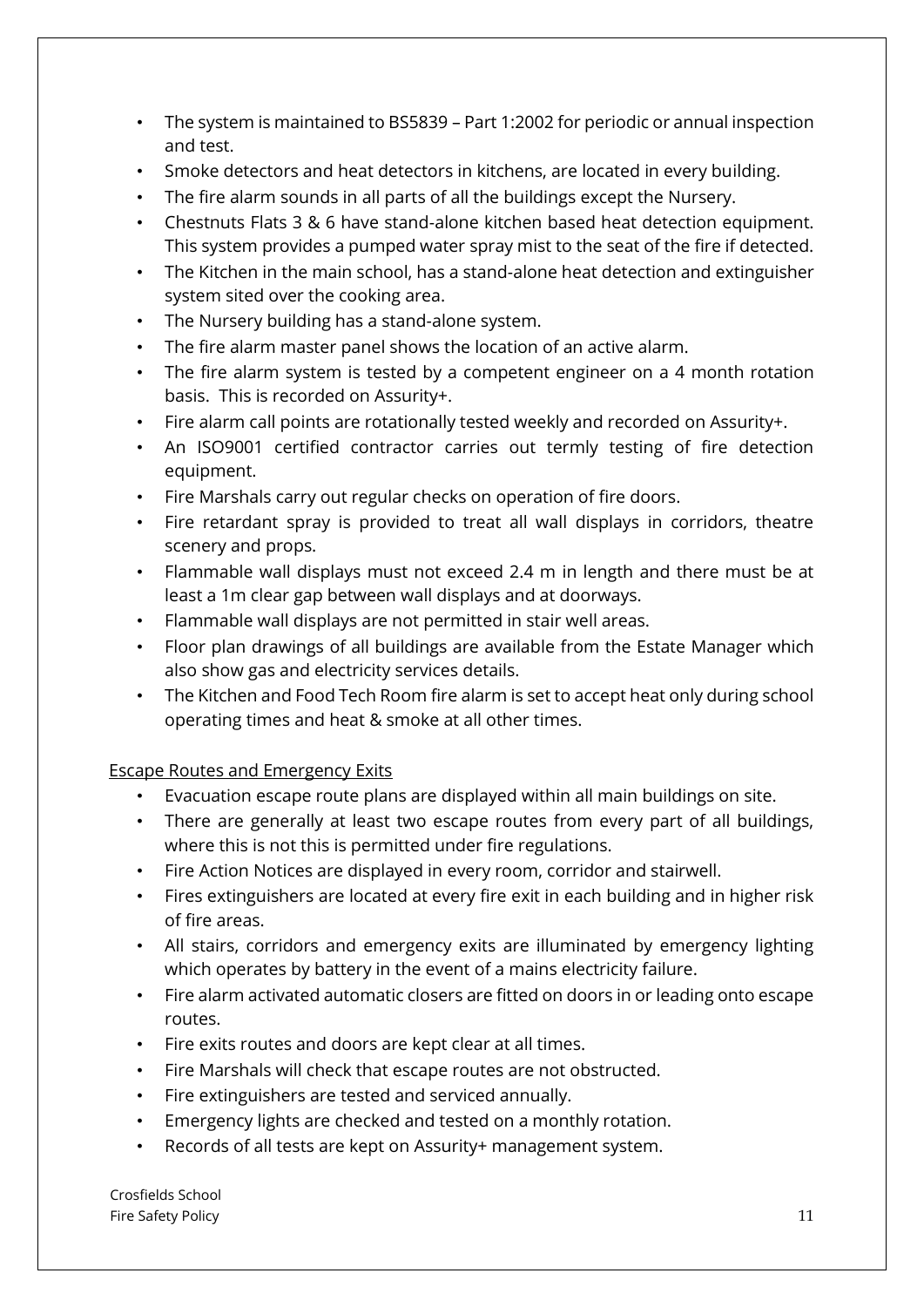- The system is maintained to BS5839 – Part 1:2002 for periodic or annual inspection and test.
- Smoke detectors and heat detectors in kitchens, are located in every building.
- The fire alarm sounds in all parts of all the buildings except the Nursery.
- Chestnuts Flats 3 & 6 have stand-alone kitchen based heat detection equipment. This system provides a pumped water spray mist to the seat of the fire if detected.
- The Kitchen in the main school, has a stand-alone heat detection and extinguisher system sited over the cooking area.
- The Nursery building has a stand-alone system.
- The fire alarm master panel shows the location of an active alarm.
- The fire alarm system is tested by a competent engineer on a 4 month rotation basis. This is recorded on Assurity+.
- Fire alarm call points are rotationally tested weekly and recorded on Assurity+.
- An ISO9001 certified contractor carries out termly testing of fire detection equipment.
- Fire Marshals carry out regular checks on operation of fire doors.
- Fire retardant spray is provided to treat all wall displays in corridors, theatre scenery and props.
- Flammable wall displays must not exceed 2.4 m in length and there must be at least a 1m clear gap between wall displays and at doorways.
- Flammable wall displays are not permitted in stair well areas.
- Floor plan drawings of all buildings are available from the Estate Manager which also show gas and electricity services details.
- The Kitchen and Food Tech Room fire alarm is set to accept heat only during school operating times and heat & smoke at all other times.

<u>Escape Routes and Emergency Exits</u>

- Evacuation escape route plans are displayed within all main buildings on site.
- There are generally at least two escape routes from every part of all buildings, where this is not this is permitted under fire regulations.
- Fire Action Notices are displayed in every room, corridor and stairwell.
- Fires extinguishers are located at every fire exit in each building and in higher risk of fire areas.
- All stairs, corridors and emergency exits are illuminated by emergency lighting which operates by battery in the event of a mains electricity failure.
- Fire alarm activated automatic closers are fitted on doors in or leading onto escape routes.
- Fire exits routes and doors are kept clear at all times.
- Fire Marshals will check that escape routes are not obstructed.
- Fire extinguishers are tested and serviced annually.
- Emergency lights are checked and tested on a monthly rotation.
- Records of all tests are kept on Assurity+ management system.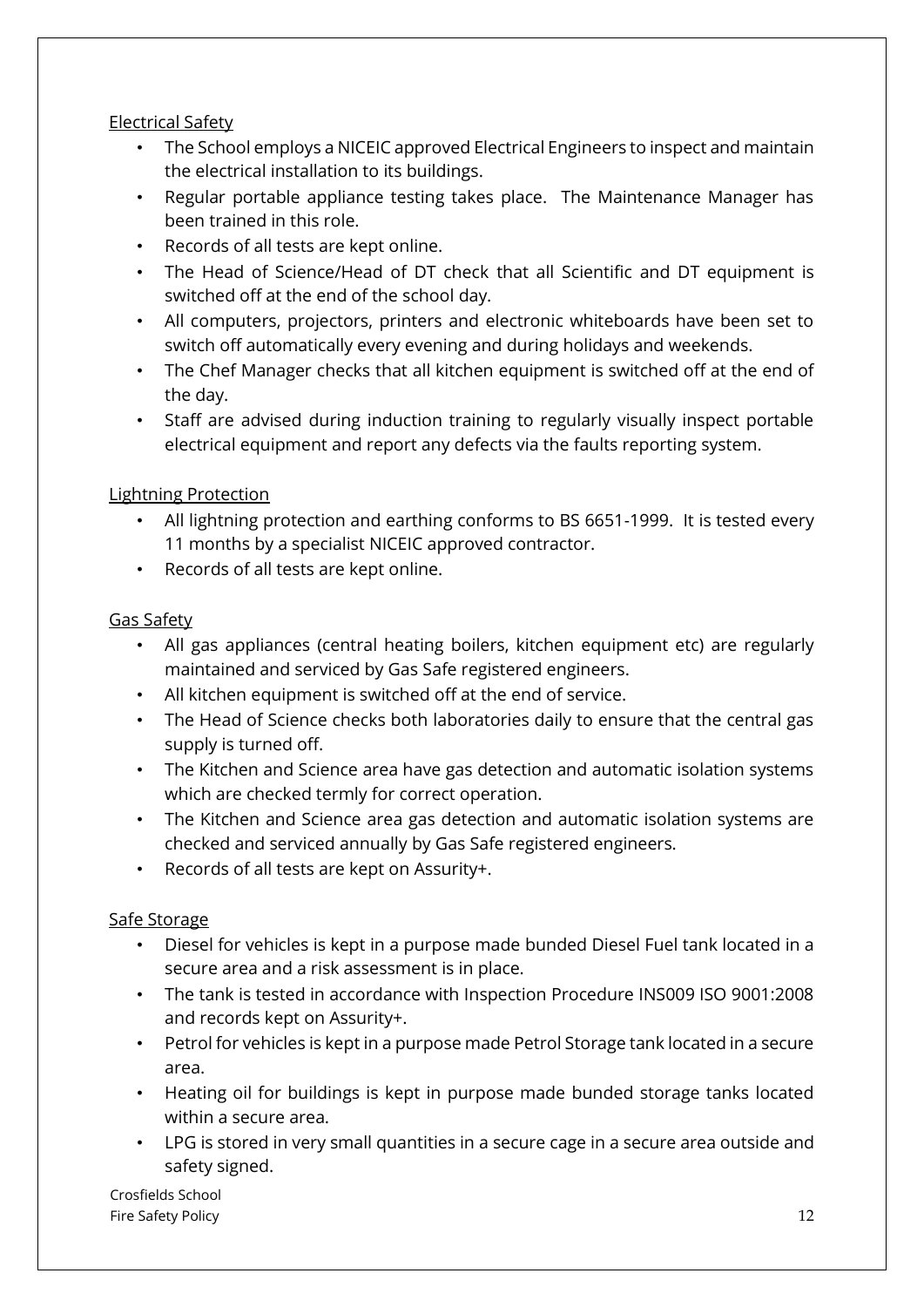Electrical Safety

- The School employs a NICEIC approved Electrical Engineers to inspect and maintain the electrical installation to its buildings.
- Regular portable appliance testing takes place. The Maintenance Manager has been trained in this role.
- Records of all tests are kept online.
- The Head of Science/Head of DT check that all Scientific and DT equipment is switched off at the end of the school day.
- All computers, projectors, printers and electronic whiteboards have been set to switch off automatically every evening and during holidays and weekends.
- The Chef Manager checks that all kitchen equipment is switched off at the end of the day.
- Staff are advised during induction training to regularly visually inspect portable electrical equipment and report any defects via the faults reporting system.

Lightning Protection

- All lightning protection and earthing conforms to BS 6651-1999. It is tested every 11 months by a specialist NICEIC approved contractor.
- Records of all tests are kept online.

Gas Safety

- All gas appliances (central heating boilers, kitchen equipment etc) are regularly maintained and serviced by Gas Safe registered engineers.
- All kitchen equipment is switched off at the end of service.
- The Head of Science checks both laboratories daily to ensure that the central gas supply is turned off.
- The Kitchen and Science area have gas detection and automatic isolation systems which are checked termly for correct operation.
- The Kitchen and Science area gas detection and automatic isolation systems are checked and serviced annually by Gas Safe registered engineers.
- Records of all tests are kept on Assurity+.

Safe Storage

- Diesel for vehicles is kept in a purpose made bunded Diesel Fuel tank located in a secure area and a risk assessment is in place.
- The tank is tested in accordance with Inspection Procedure INS009 ISO 9001:2008 and records kept on Assurity+.
- Petrol for vehicles is kept in a purpose made Petrol Storage tank located in a secure area.
- Heating oil for buildings is kept in purpose made bunded storage tanks located within a secure area.
- LPG is stored in very small quantities in a secure cage in a secure area outside and safety signed.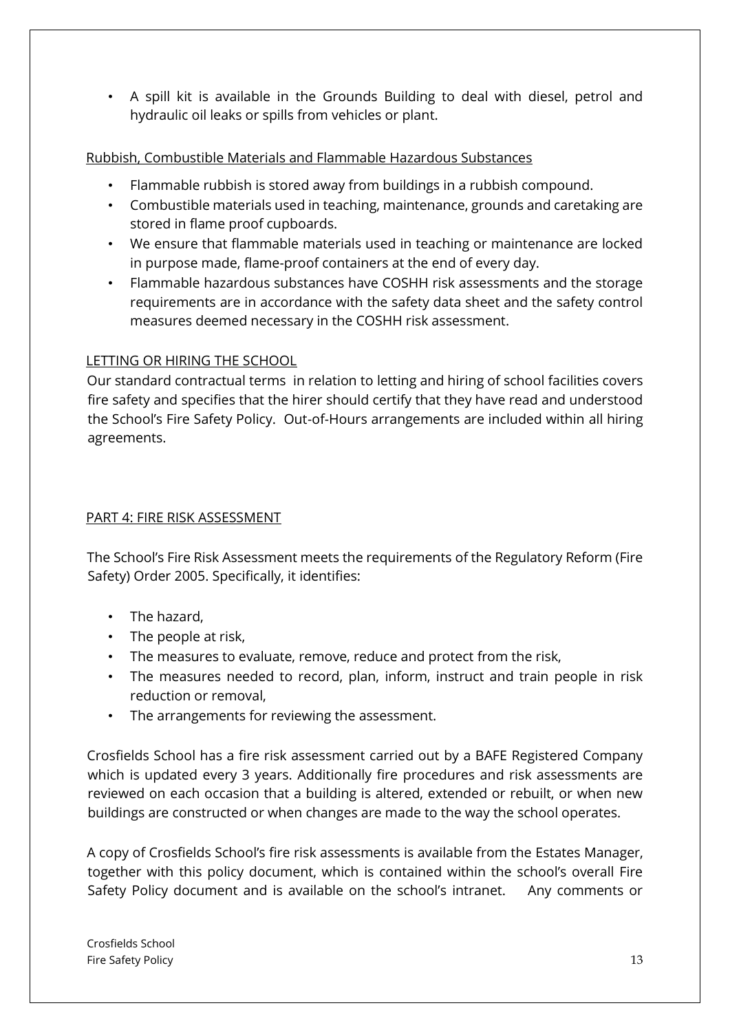- A spill kit is available in the Grounds Building to deal with diesel, petrol and hydraulic oil leaks or spills from vehicles or plant.

Rubbish, Combustible Materials and Flammable Hazardous Substances

- Flammable rubbish is stored away from buildings in a rubbish compound.
- Combustible materials used in teaching, maintenance, grounds and caretaking are stored in flame proof cupboards.
- We ensure that flammable materials used in teaching or maintenance are locked in purpose made, flame-proof containers at the end of every day.
- Flammable hazardous substances have COSHH risk assessments and the storage requirements are in accordance with the safety data sheet and the safety control measures deemed necessary in the COSHH risk assessment.

## LETTING OR HIRING THE SCHOOL

Our standard contractual terms in relation to letting and hiring of school facilities covers fire safety and specifies that the hirer should certify that they have read and understood the School's Fire Safety Policy. Out-of-Hours arrangements are included within all hiring agreements.

## PART 4: FIRE RISK ASSESSMENT

The School's Fire Risk Assessment meets the requirements of the Regulatory Reform (Fire Safety) Order 2005. Specifically, it identifies:

- The hazard,
- The people at risk,
- The measures to evaluate, remove, reduce and protect from the risk,
- The measures needed to record, plan, inform, instruct and train people in risk reduction or removal,
- The arrangements for reviewing the assessment.

Crosfields School has a fire risk assessment carried out by a BAFE Registered Company which is updated every 3 years. Additionally fire procedures and risk assessments are reviewed on each occasion that a building is altered, extended or rebuilt, or when new buildings are constructed or when changes are made to the way the school operates.

A copy of Crosfields School's fire risk assessments is available from the Estates Manager, together with this policy document, which is contained within the school's overall Fire Safety Policy document and is available on the school's intranet. Any comments or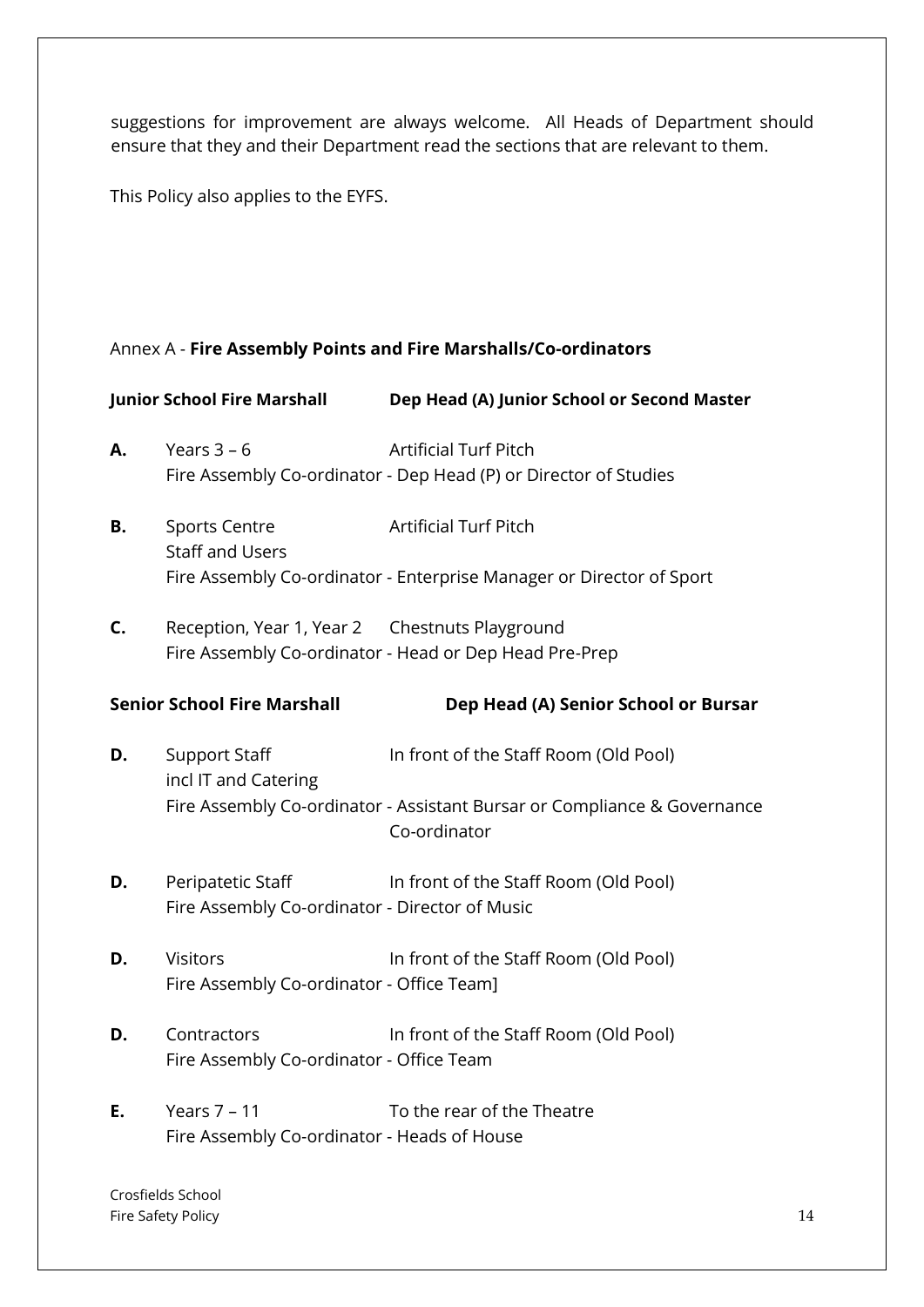suggestions for improvement are always welcome. All Heads of Department should ensure that they and their Department read the sections that are relevant to them.

This Policy also applies to the EYFS.

Annex A - **Fire Assembly Points and Fire Marshalls/Co-ordinators**

**Junior School Fire Marshall** **Dep Head (A) Junior School or Second Master**

**A.** Years 3 – 6 — Artificial Turf Pitch
Fire Assembly Co-ordinator - Dep Head (P) or Director of Studies

**B.** Sports Centre Staff and Users — Artificial Turf Pitch
Fire Assembly Co-ordinator - Enterprise Manager or Director of Sport

**C.** Reception, Year 1, Year 2 — Chestnuts Playground
Fire Assembly Co-ordinator - Head or Dep Head Pre-Prep

**Senior School Fire Marshall** **Dep Head (A) Senior School or Bursar**

**D.** Support Staff incl IT and Catering — In front of the Staff Room (Old Pool)
Fire Assembly Co-ordinator - Assistant Bursar or Compliance & Governance Co-ordinator

**D.** Peripatetic Staff — In front of the Staff Room (Old Pool)
Fire Assembly Co-ordinator - Director of Music

**D.** Visitors — In front of the Staff Room (Old Pool)
Fire Assembly Co-ordinator - Office Team]

**D.** Contractors — In front of the Staff Room (Old Pool)
Fire Assembly Co-ordinator - Office Team

**E.** Years 7 – 11 — To the rear of the Theatre
Fire Assembly Co-ordinator - Heads of House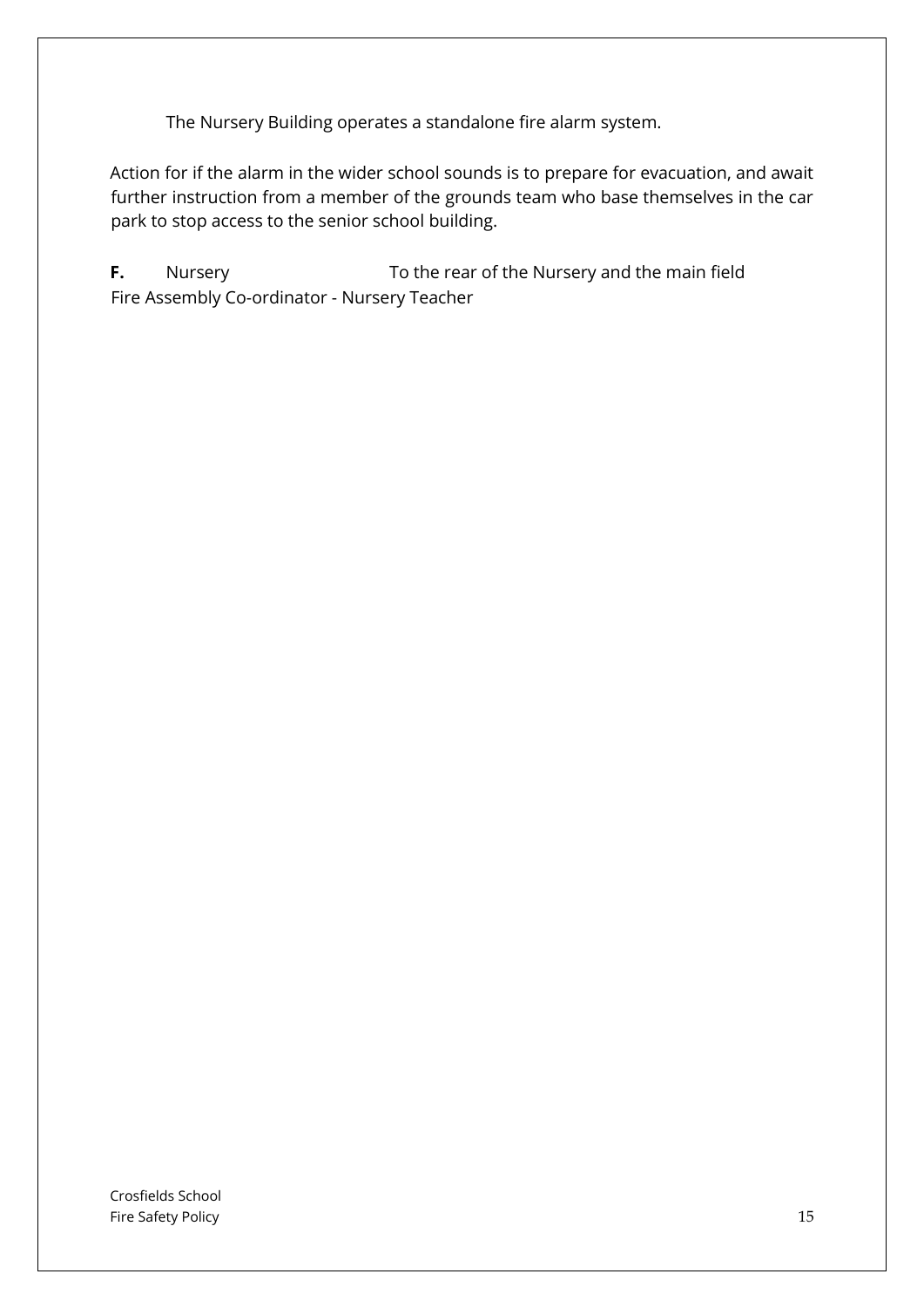The Nursery Building operates a standalone fire alarm system.

Action for if the alarm in the wider school sounds is to prepare for evacuation, and await further instruction from a member of the grounds team who base themselves in the car park to stop access to the senior school building.

**F.** Nursery  To the rear of the Nursery and the main field
Fire Assembly Co-ordinator - Nursery Teacher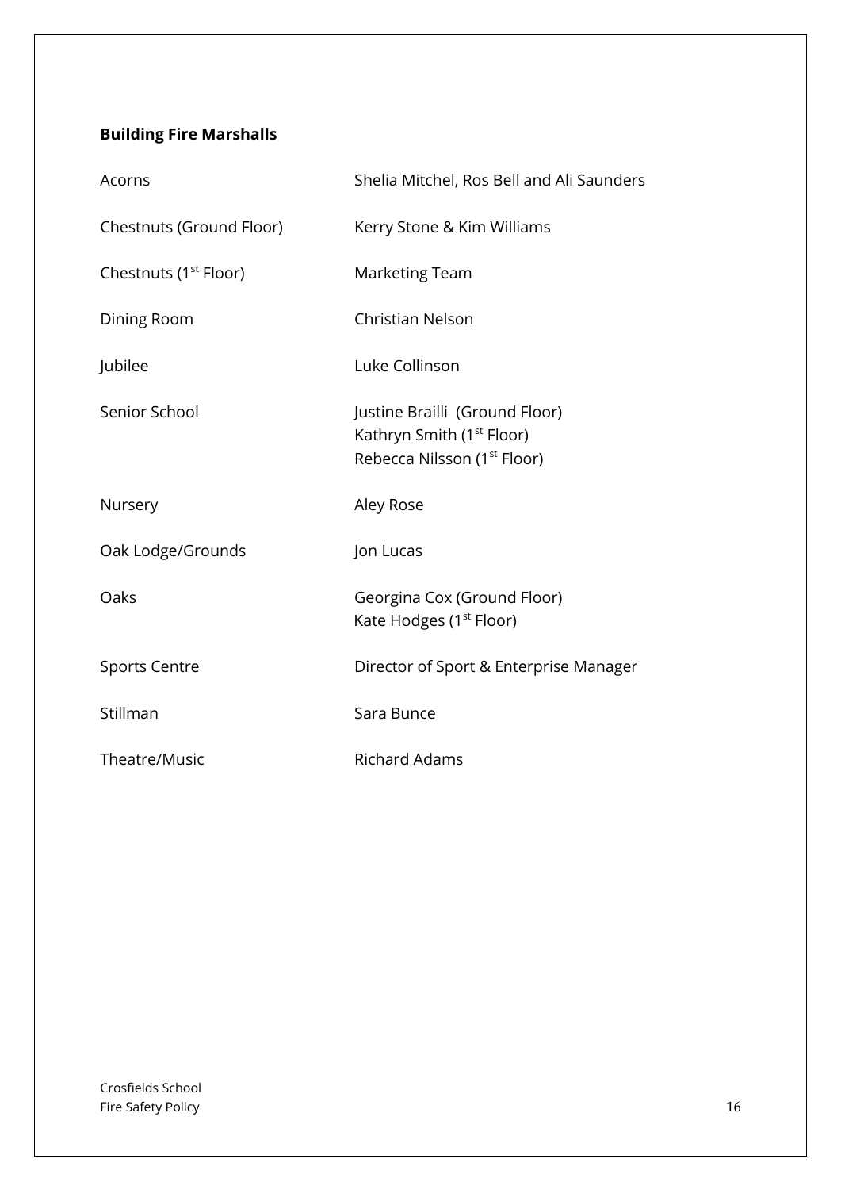**Building Fire Marshalls**

| | |
|---|---|
| Acorns | Shelia Mitchel, Ros Bell and Ali Saunders |
| Chestnuts (Ground Floor) | Kerry Stone & Kim Williams |
| Chestnuts (1st Floor) | Marketing Team |
| Dining Room | Christian Nelson |
| Jubilee | Luke Collinson |
| Senior School | Justine Brailli (Ground Floor)<br>Kathryn Smith (1st Floor)<br>Rebecca Nilsson (1st Floor) |
| Nursery | Aley Rose |
| Oak Lodge/Grounds | Jon Lucas |
| Oaks | Georgina Cox (Ground Floor)<br>Kate Hodges (1st Floor) |
| Sports Centre | Director of Sport & Enterprise Manager |
| Stillman | Sara Bunce |
| Theatre/Music | Richard Adams |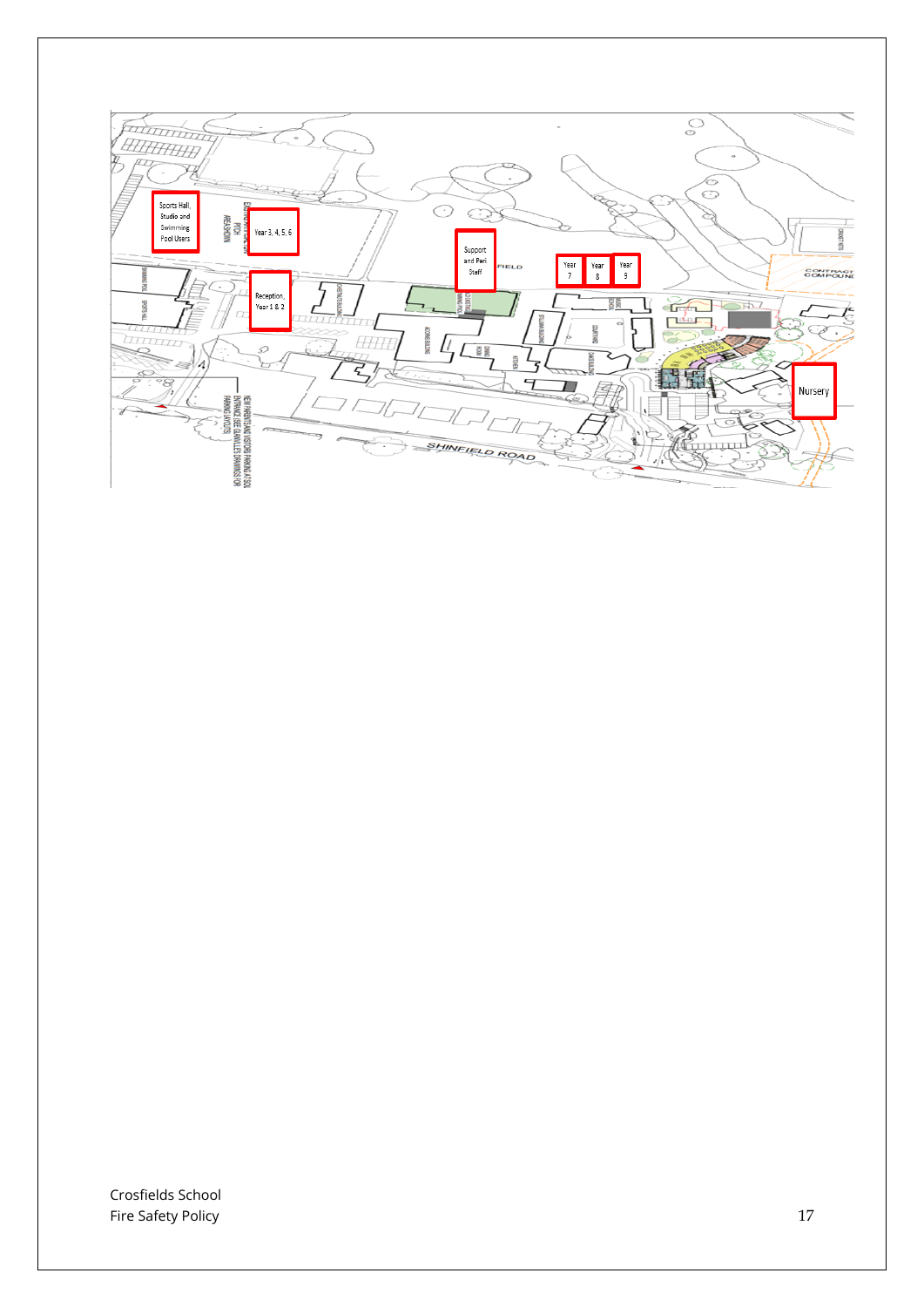Sports Hall, Studio and Swimming Pool Users

Year 3, 4, 5, 6

Reception, Year 1 & 2

Support and Peri Staff

Year 7

Year 8

Year 9

Nursery

SHINFIELD ROAD